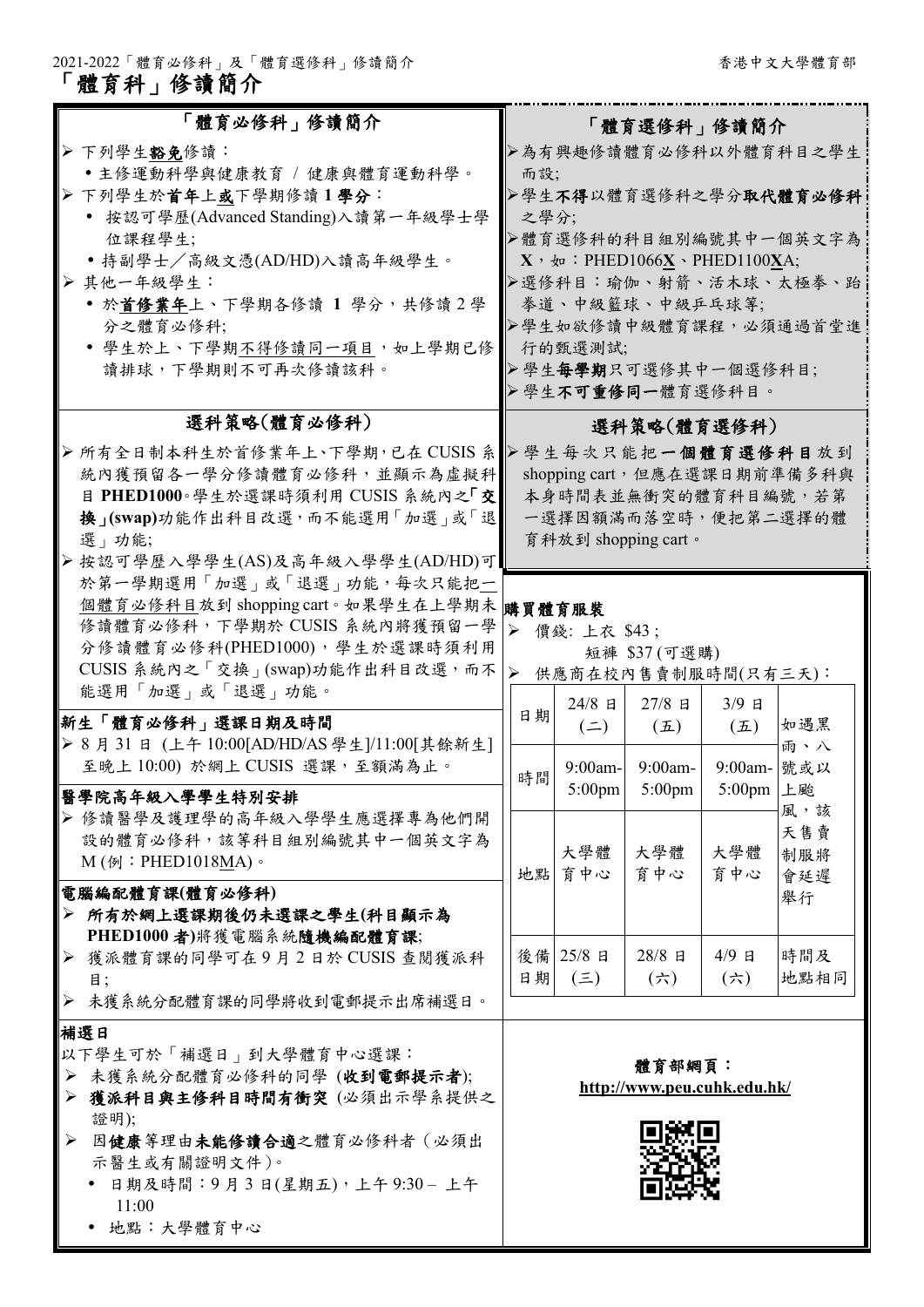2021-2022「體育必修科」及「體育選修科」修讀簡介　　香港中文大學體育部

# 「體育科」修讀簡介

## 「體育必修科」修讀簡介

- 下列學生**豁免**修讀：
  - 主修運動科學與健康教育 / 健康與體育運動科學。
- 下列學生於**首年**上**或**下學期修讀 **1 學分**：
  - 按認可學歷(Advanced Standing)入讀第一年級學士學位課程學生;
  - 持副學士／高級文憑(AD/HD)入讀高年級學生。
- 其他一年級學生：
  - 於**首修業年**上、下學期各修讀 **1** 學分，共修讀 2 學分之體育必修科;
  - 學生於上、下學期不得修讀同一項目，如上學期已修讀排球，下學期則不可再次修讀該科。

## 選科策略(體育必修科)

- 所有全日制本科生於首修業年上、下學期，已在 CUSIS 系統內獲預留各一學分修讀體育必修科，並顯示為虛擬科目 **PHED1000**。學生於選課時須利用 CUSIS 系統內之**「交換」(swap)**功能作出科目改選，而不能選用「加選」或「退選」功能;
- 按認可學歷入學學生(AS)及高年級入學學生(AD/HD)可於第一學期選用「加選」或「退選」功能，每次只能把一個體育必修科目放到 shopping cart。如果學生在上學期未修讀體育必修科，下學期於 CUSIS 系統內將獲預留一學分修讀體育必修科(PHED1000)，學生於選課時須利用 CUSIS 系統內之「交換」(swap)功能作出科目改選，而不能選用「加選」或「退選」功能。

**新生「體育必修科」選課日期及時間**

- 8 月 31 日 (上午 10:00[AD/HD/AS 學生]/11:00[其餘新生] 至晚上 10:00) 於網上 CUSIS 選課，至額滿為止。

**醫學院高年級入學學生特別安排**

- 修讀醫學及護理學的高年級入學學生應選擇專為他們開設的體育必修科，該等科目組別編號其中一個英文字為 M (例：PHED1018MA)。

**電腦編配體育課(體育必修科)**

- **所有於網上選課期後仍未選課之學生(科目顯示為 PHED1000 者)**將獲電腦系統**隨機編配體育課**;
- 獲派體育課的同學可在 9 月 2 日於 CUSIS 查閱獲派科目;
- 未獲系統分配體育課的同學將收到電郵提示出席補選日。

**補選日**

以下學生可於「補選日」到大學體育中心選課：

- 未獲系統分配體育必修科的同學 (**收到電郵提示者**);
- **獲派科目與主修科目時間有衝突** (必須出示學系提供之證明);
- 因**健康**等理由**未能修讀合適**之體育必修科者（必須出示醫生或有關證明文件）。
  - 日期及時間：9 月 3 日(星期五)，上午 9:30 – 上午 11:00
  - 地點：大學體育中心

## 「體育選修科」修讀簡介

- 為有興趣修讀體育必修科以外體育科目之學生而設;
- 學生**不得**以體育選修科之學分**取代體育必修科**之學分;
- 體育選修科的科目組別編號其中一個英文字為 **X**，如：PHED1066**X**、PHED1100**X**A;
- 選修科目：瑜伽、射箭、活木球、太極拳、跆拳道、中級籃球、中級乒乓球等;
- 學生如欲修讀中級體育課程，必須通過首堂進行的甄選測試;
- 學生**每學期**只可選修其中一個選修科目;
- 學生**不可重修同一**體育選修科目。

## 選科策略(體育選修科)

- 學生每次只能把**一個體育選修科目**放到 shopping cart，但應在選課日期前準備多科與本身時間表並無衝突的體育科目編號，若第一選擇因額滿而落空時，便把第二選擇的體育科放到 shopping cart。

**購買體育服裝**

- 價錢: 上衣 $43;
  短褲 $37 (可選購)
- 供應商在校內售賣制服時間(只有三天)：

| 日期 | 24/8 日 (二) | 27/8 日 (五) | 3/9 日 (五) | 如遇黑雨、八號或以上颱風，該天售賣制服將會延遲舉行 |
|---|---|---|---|---|
| 時間 | 9:00am-5:00pm | 9:00am-5:00pm | 9:00am-5:00pm | |
| 地點 | 大學體育中心 | 大學體育中心 | 大學體育中心 | |
| 後備日期 | 25/8 日 (三) | 28/8 日 (六) | 4/9 日 (六) | 時間及地點相同 |

**體育部網頁：**
**http://www.peu.cuhk.edu.hk/**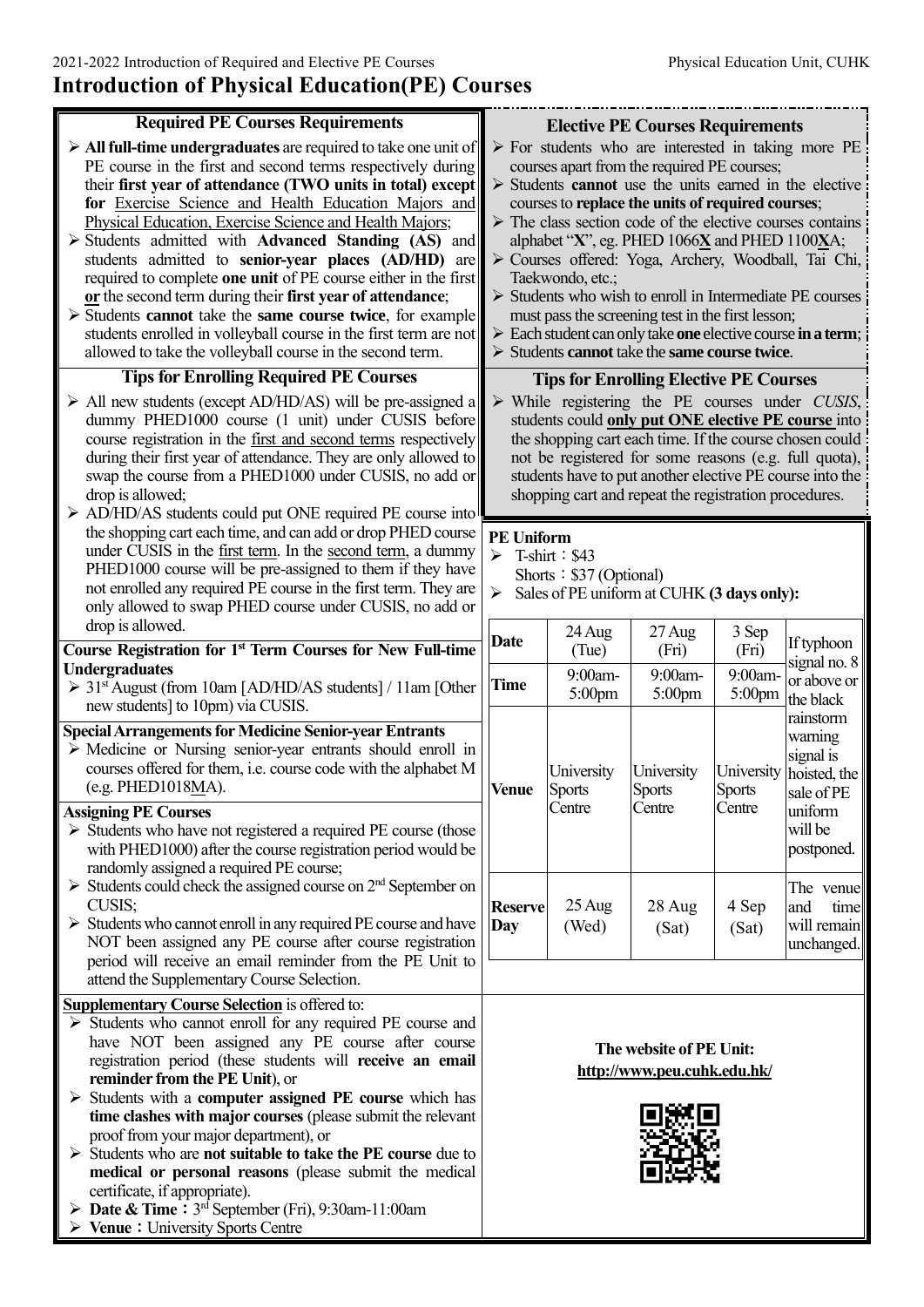# Introduction of Physical Education(PE) Courses

## Required PE Courses Requirements

- **All full-time undergraduates** are required to take one unit of PE course in the first and second terms respectively during their **first year of attendance (TWO units in total) except for** Exercise Science and Health Education Majors and Physical Education, Exercise Science and Health Majors;
- Students admitted with **Advanced Standing (AS)** and students admitted to **senior-year places (AD/HD)** are required to complete **one unit** of PE course either in the first **or** the second term during their **first year of attendance**;
- Students **cannot** take the **same course twice**, for example students enrolled in volleyball course in the first term are not allowed to take the volleyball course in the second term.

## Tips for Enrolling Required PE Courses

- All new students (except AD/HD/AS) will be pre-assigned a dummy PHED1000 course (1 unit) under CUSIS before course registration in the first and second terms respectively during their first year of attendance. They are only allowed to swap the course from a PHED1000 under CUSIS, no add or drop is allowed;
- AD/HD/AS students could put ONE required PE course into the shopping cart each time, and can add or drop PHED course under CUSIS in the first term. In the second term, a dummy PHED1000 course will be pre-assigned to them if they have not enrolled any required PE course in the first term. They are only allowed to swap PHED course under CUSIS, no add or drop is allowed.

**Course Registration for 1st Term Courses for New Full-time Undergraduates**

- 31st August (from 10am [AD/HD/AS students] / 11am [Other new students] to 10pm) via CUSIS.

**Special Arrangements for Medicine Senior-year Entrants**

- Medicine or Nursing senior-year entrants should enroll in courses offered for them, i.e. course code with the alphabet M (e.g. PHED1018MA).

**Assigning PE Courses**

- Students who have not registered a required PE course (those with PHED1000) after the course registration period would be randomly assigned a required PE course;
- Students could check the assigned course on 2nd September on CUSIS;
- Students who cannot enroll in any required PE course and have NOT been assigned any PE course after course registration period will receive an email reminder from the PE Unit to attend the Supplementary Course Selection.

**Supplementary Course Selection** is offered to:

- Students who cannot enroll for any required PE course and have NOT been assigned any PE course after course registration period (these students will **receive an email reminder from the PE Unit**), or
- Students with a **computer assigned PE course** which has **time clashes with major courses** (please submit the relevant proof from your major department), or
- Students who are **not suitable to take the PE course** due to **medical or personal reasons** (please submit the medical certificate, if appropriate).
- **Date & Time**：3rd September (Fri), 9:30am-11:00am
- **Venue**：University Sports Centre

## Elective PE Courses Requirements

- For students who are interested in taking more PE courses apart from the required PE courses;
- Students **cannot** use the units earned in the elective courses to **replace the units of required courses**;
- The class section code of the elective courses contains alphabet "**X**", eg. PHED 1066**X** and PHED 1100**X**A;
- Courses offered: Yoga, Archery, Woodball, Tai Chi, Taekwondo, etc.;
- Students who wish to enroll in Intermediate PE courses must pass the screening test in the first lesson;
- Each student can only take **one** elective course **in a term**;
- Students **cannot** take the **same course twice**.

## Tips for Enrolling Elective PE Courses

- While registering the PE courses under *CUSIS*, students could **only put ONE elective PE course** into the shopping cart each time. If the course chosen could not be registered for some reasons (e.g. full quota), students have to put another elective PE course into the shopping cart and repeat the registration procedures.

**PE Uniform**

- T-shirt：$43
  Shorts：$37 (Optional)
- Sales of PE uniform at CUHK **(3 days only):**

| **Date** | 24 Aug (Tue) | 27 Aug (Fri) | 3 Sep (Fri) | If typhoon signal no. 8 or above or the black rainstorm warning signal is hoisted, the sale of PE uniform will be postponed. |
|---|---|---|---|---|
| **Time** | 9:00am-5:00pm | 9:00am-5:00pm | 9:00am-5:00pm | |
| **Venue** | University Sports Centre | University Sports Centre | University Sports Centre | |
| **Reserve Day** | 25 Aug (Wed) | 28 Aug (Sat) | 4 Sep (Sat) | The venue and time will remain unchanged. |

**The website of PE Unit:**
**http://www.peu.cuhk.edu.hk/**